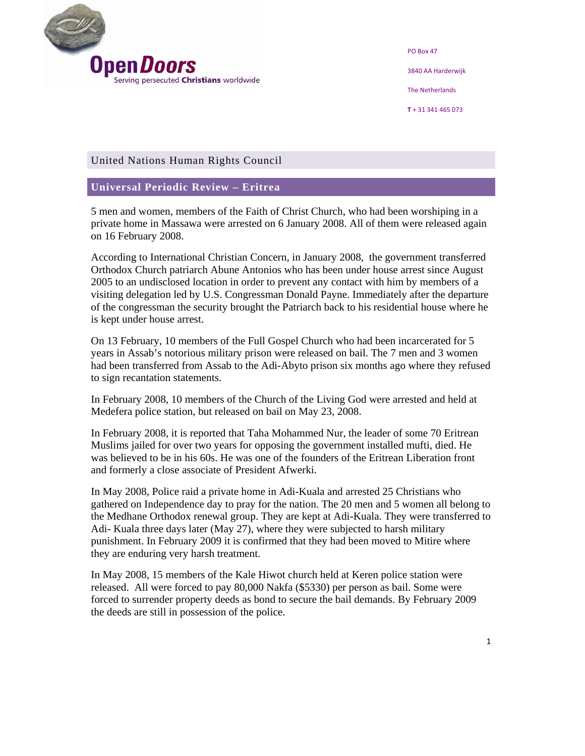Open Doors
Serving persecuted Christians worldwide

PO Box 47

3840 AA Harderwijk

The Netherlands

**T** + 31 341 465 073

## United Nations Human Rights Council

## Universal Periodic Review – Eritrea

5 men and women, members of the Faith of Christ Church, who had been worshiping in a private home in Massawa were arrested on 6 January 2008. All of them were released again on 16 February 2008.

According to International Christian Concern, in January 2008, the government transferred Orthodox Church patriarch Abune Antonios who has been under house arrest since August 2005 to an undisclosed location in order to prevent any contact with him by members of a visiting delegation led by U.S. Congressman Donald Payne. Immediately after the departure of the congressman the security brought the Patriarch back to his residential house where he is kept under house arrest.

On 13 February, 10 members of the Full Gospel Church who had been incarcerated for 5 years in Assab's notorious military prison were released on bail. The 7 men and 3 women had been transferred from Assab to the Adi-Abyto prison six months ago where they refused to sign recantation statements.

In February 2008, 10 members of the Church of the Living God were arrested and held at Medefera police station, but released on bail on May 23, 2008.

In February 2008, it is reported that Taha Mohammed Nur, the leader of some 70 Eritrean Muslims jailed for over two years for opposing the government installed mufti, died. He was believed to be in his 60s. He was one of the founders of the Eritrean Liberation front and formerly a close associate of President Afwerki.

In May 2008, Police raid a private home in Adi-Kuala and arrested 25 Christians who gathered on Independence day to pray for the nation. The 20 men and 5 women all belong to the Medhane Orthodox renewal group. They are kept at Adi-Kuala. They were transferred to Adi- Kuala three days later (May 27), where they were subjected to harsh military punishment. In February 2009 it is confirmed that they had been moved to Mitire where they are enduring very harsh treatment.

In May 2008, 15 members of the Kale Hiwot church held at Keren police station were released. All were forced to pay 80,000 Nakfa ($5330) per person as bail. Some were forced to surrender property deeds as bond to secure the bail demands. By February 2009 the deeds are still in possession of the police.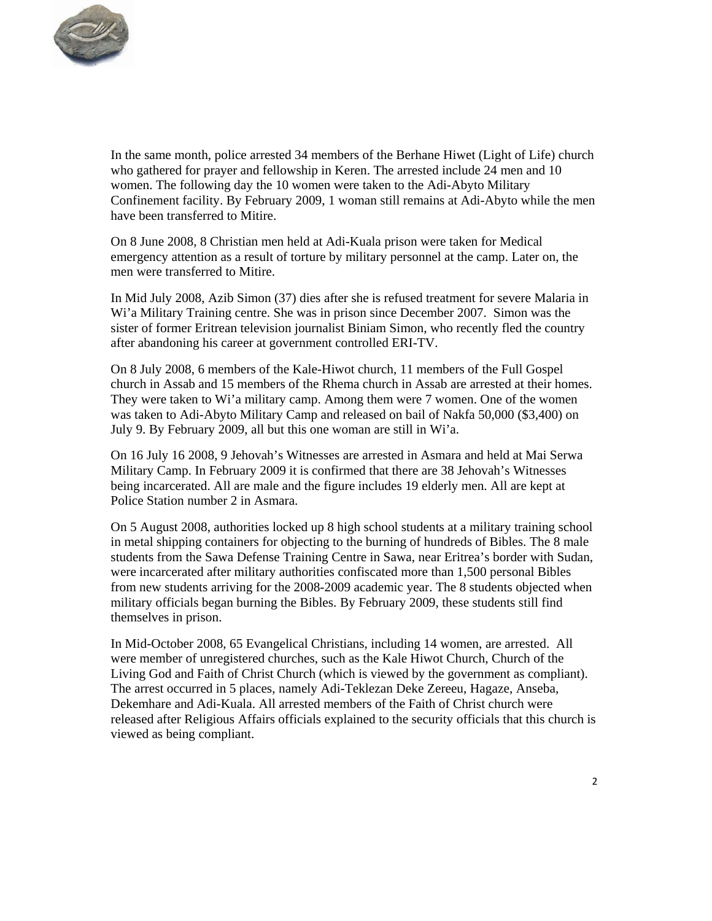In the same month, police arrested 34 members of the Berhane Hiwet (Light of Life) church who gathered for prayer and fellowship in Keren. The arrested include 24 men and 10 women. The following day the 10 women were taken to the Adi-Abyto Military Confinement facility. By February 2009, 1 woman still remains at Adi-Abyto while the men have been transferred to Mitire.

On 8 June 2008, 8 Christian men held at Adi-Kuala prison were taken for Medical emergency attention as a result of torture by military personnel at the camp. Later on, the men were transferred to Mitire.

In Mid July 2008, Azib Simon (37) dies after she is refused treatment for severe Malaria in Wi'a Military Training centre. She was in prison since December 2007. Simon was the sister of former Eritrean television journalist Biniam Simon, who recently fled the country after abandoning his career at government controlled ERI-TV.

On 8 July 2008, 6 members of the Kale-Hiwot church, 11 members of the Full Gospel church in Assab and 15 members of the Rhema church in Assab are arrested at their homes. They were taken to Wi'a military camp. Among them were 7 women. One of the women was taken to Adi-Abyto Military Camp and released on bail of Nakfa 50,000 ($3,400) on July 9. By February 2009, all but this one woman are still in Wi'a.

On 16 July 16 2008, 9 Jehovah's Witnesses are arrested in Asmara and held at Mai Serwa Military Camp. In February 2009 it is confirmed that there are 38 Jehovah's Witnesses being incarcerated. All are male and the figure includes 19 elderly men. All are kept at Police Station number 2 in Asmara.

On 5 August 2008, authorities locked up 8 high school students at a military training school in metal shipping containers for objecting to the burning of hundreds of Bibles. The 8 male students from the Sawa Defense Training Centre in Sawa, near Eritrea's border with Sudan, were incarcerated after military authorities confiscated more than 1,500 personal Bibles from new students arriving for the 2008-2009 academic year. The 8 students objected when military officials began burning the Bibles. By February 2009, these students still find themselves in prison.

In Mid-October 2008, 65 Evangelical Christians, including 14 women, are arrested. All were member of unregistered churches, such as the Kale Hiwot Church, Church of the Living God and Faith of Christ Church (which is viewed by the government as compliant). The arrest occurred in 5 places, namely Adi-Teklezan Deke Zereeu, Hagaze, Anseba, Dekemhare and Adi-Kuala. All arrested members of the Faith of Christ church were released after Religious Affairs officials explained to the security officials that this church is viewed as being compliant.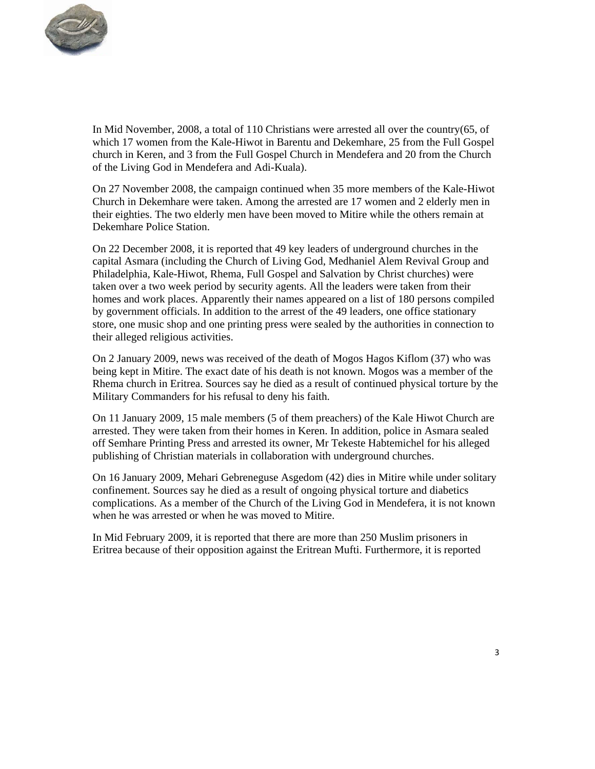In Mid November, 2008, a total of 110 Christians were arrested all over the country(65, of which 17 women from the Kale-Hiwot in Barentu and Dekemhare, 25 from the Full Gospel church in Keren, and 3 from the Full Gospel Church in Mendefera and 20 from the Church of the Living God in Mendefera and Adi-Kuala).

On 27 November 2008, the campaign continued when 35 more members of the Kale-Hiwot Church in Dekemhare were taken. Among the arrested are 17 women and 2 elderly men in their eighties. The two elderly men have been moved to Mitire while the others remain at Dekemhare Police Station.

On 22 December 2008, it is reported that 49 key leaders of underground churches in the capital Asmara (including the Church of Living God, Medhaniel Alem Revival Group and Philadelphia, Kale-Hiwot, Rhema, Full Gospel and Salvation by Christ churches) were taken over a two week period by security agents. All the leaders were taken from their homes and work places. Apparently their names appeared on a list of 180 persons compiled by government officials. In addition to the arrest of the 49 leaders, one office stationary store, one music shop and one printing press were sealed by the authorities in connection to their alleged religious activities.

On 2 January 2009, news was received of the death of Mogos Hagos Kiflom (37) who was being kept in Mitire. The exact date of his death is not known. Mogos was a member of the Rhema church in Eritrea. Sources say he died as a result of continued physical torture by the Military Commanders for his refusal to deny his faith.

On 11 January 2009, 15 male members (5 of them preachers) of the Kale Hiwot Church are arrested. They were taken from their homes in Keren. In addition, police in Asmara sealed off Semhare Printing Press and arrested its owner, Mr Tekeste Habtemichel for his alleged publishing of Christian materials in collaboration with underground churches.

On 16 January 2009, Mehari Gebreneguse Asgedom (42) dies in Mitire while under solitary confinement. Sources say he died as a result of ongoing physical torture and diabetics complications. As a member of the Church of the Living God in Mendefera, it is not known when he was arrested or when he was moved to Mitire.

In Mid February 2009, it is reported that there are more than 250 Muslim prisoners in Eritrea because of their opposition against the Eritrean Mufti. Furthermore, it is reported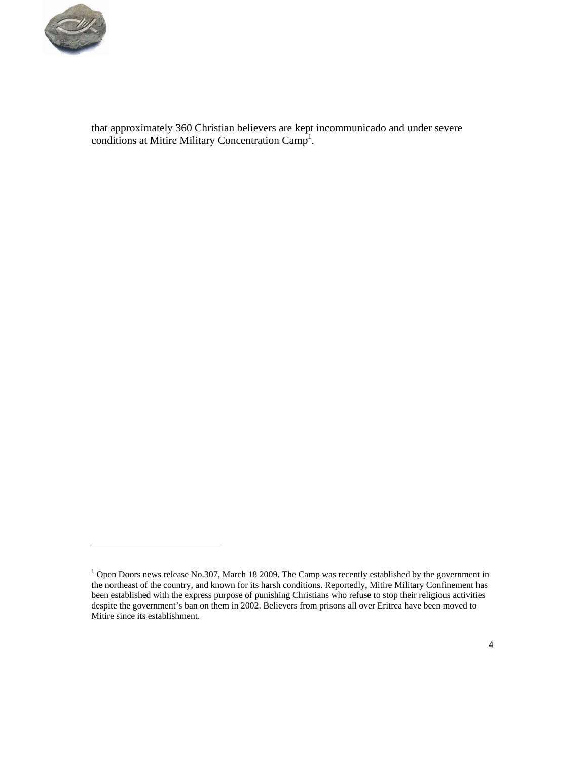that approximately 360 Christian believers are kept incommunicado and under severe conditions at Mitire Military Concentration Camp[1].

[1] Open Doors news release No.307, March 18 2009. The Camp was recently established by the government in the northeast of the country, and known for its harsh conditions. Reportedly, Mitire Military Confinement has been established with the express purpose of punishing Christians who refuse to stop their religious activities despite the government's ban on them in 2002. Believers from prisons all over Eritrea have been moved to Mitire since its establishment.